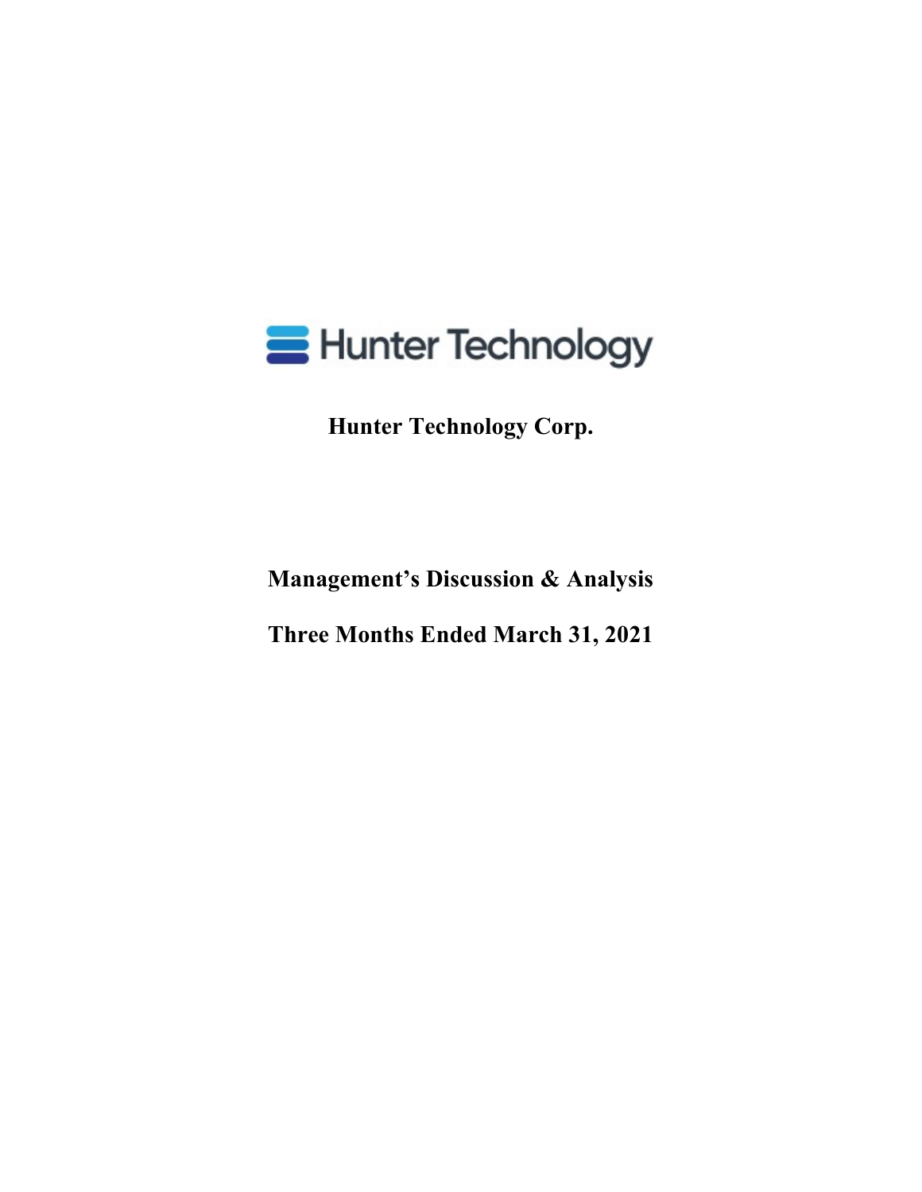Hunter Technology

**Hunter Technology Corp.**

**Management's Discussion & Analysis**

**Three Months Ended March 31, 2021**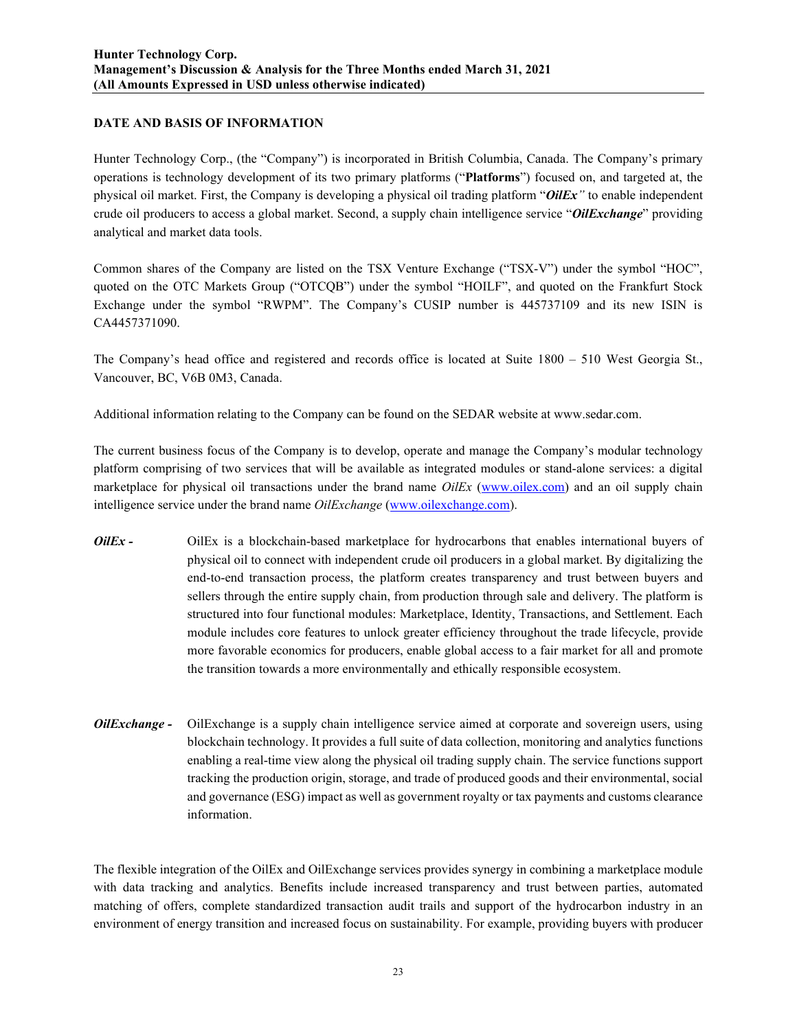## DATE AND BASIS OF INFORMATION

Hunter Technology Corp., (the "Company") is incorporated in British Columbia, Canada. The Company's primary operations is technology development of its two primary platforms ("**Platforms**") focused on, and targeted at, the physical oil market. First, the Company is developing a physical oil trading platform "***OilEx***" to enable independent crude oil producers to access a global market. Second, a supply chain intelligence service "***OilExchange***" providing analytical and market data tools.

Common shares of the Company are listed on the TSX Venture Exchange ("TSX-V") under the symbol "HOC", quoted on the OTC Markets Group ("OTCQB") under the symbol "HOILF", and quoted on the Frankfurt Stock Exchange under the symbol "RWPM". The Company's CUSIP number is 445737109 and its new ISIN is CA4457371090.

The Company's head office and registered and records office is located at Suite 1800 – 510 West Georgia St., Vancouver, BC, V6B 0M3, Canada.

Additional information relating to the Company can be found on the SEDAR website at www.sedar.com.

The current business focus of the Company is to develop, operate and manage the Company's modular technology platform comprising of two services that will be available as integrated modules or stand-alone services: a digital marketplace for physical oil transactions under the brand name *OilEx* (www.oilex.com) and an oil supply chain intelligence service under the brand name *OilExchange* (www.oilexchange.com).

***OilEx -*** OilEx is a blockchain-based marketplace for hydrocarbons that enables international buyers of physical oil to connect with independent crude oil producers in a global market. By digitalizing the end-to-end transaction process, the platform creates transparency and trust between buyers and sellers through the entire supply chain, from production through sale and delivery. The platform is structured into four functional modules: Marketplace, Identity, Transactions, and Settlement. Each module includes core features to unlock greater efficiency throughout the trade lifecycle, provide more favorable economics for producers, enable global access to a fair market for all and promote the transition towards a more environmentally and ethically responsible ecosystem.

***OilExchange -*** OilExchange is a supply chain intelligence service aimed at corporate and sovereign users, using blockchain technology. It provides a full suite of data collection, monitoring and analytics functions enabling a real-time view along the physical oil trading supply chain. The service functions support tracking the production origin, storage, and trade of produced goods and their environmental, social and governance (ESG) impact as well as government royalty or tax payments and customs clearance information.

The flexible integration of the OilEx and OilExchange services provides synergy in combining a marketplace module with data tracking and analytics. Benefits include increased transparency and trust between parties, automated matching of offers, complete standardized transaction audit trails and support of the hydrocarbon industry in an environment of energy transition and increased focus on sustainability. For example, providing buyers with producer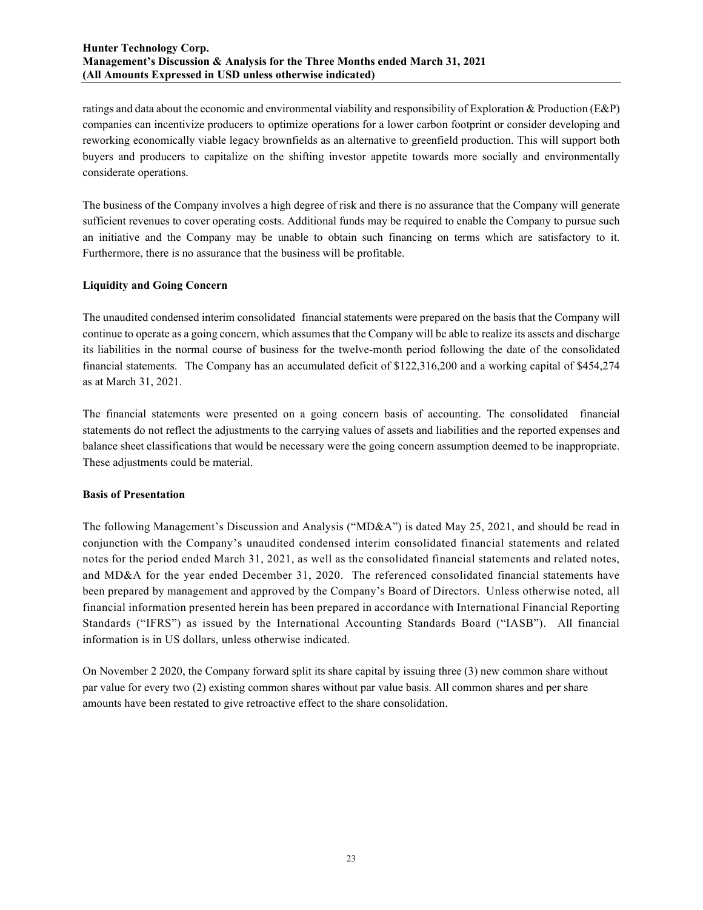ratings and data about the economic and environmental viability and responsibility of Exploration & Production (E&P) companies can incentivize producers to optimize operations for a lower carbon footprint or consider developing and reworking economically viable legacy brownfields as an alternative to greenfield production. This will support both buyers and producers to capitalize on the shifting investor appetite towards more socially and environmentally considerate operations.

The business of the Company involves a high degree of risk and there is no assurance that the Company will generate sufficient revenues to cover operating costs. Additional funds may be required to enable the Company to pursue such an initiative and the Company may be unable to obtain such financing on terms which are satisfactory to it. Furthermore, there is no assurance that the business will be profitable.

**Liquidity and Going Concern**

The unaudited condensed interim consolidated financial statements were prepared on the basis that the Company will continue to operate as a going concern, which assumes that the Company will be able to realize its assets and discharge its liabilities in the normal course of business for the twelve-month period following the date of the consolidated financial statements. The Company has an accumulated deficit of $122,316,200 and a working capital of $454,274 as at March 31, 2021.

The financial statements were presented on a going concern basis of accounting. The consolidated financial statements do not reflect the adjustments to the carrying values of assets and liabilities and the reported expenses and balance sheet classifications that would be necessary were the going concern assumption deemed to be inappropriate. These adjustments could be material.

**Basis of Presentation**

The following Management's Discussion and Analysis ("MD&A") is dated May 25, 2021, and should be read in conjunction with the Company's unaudited condensed interim consolidated financial statements and related notes for the period ended March 31, 2021, as well as the consolidated financial statements and related notes, and MD&A for the year ended December 31, 2020. The referenced consolidated financial statements have been prepared by management and approved by the Company's Board of Directors. Unless otherwise noted, all financial information presented herein has been prepared in accordance with International Financial Reporting Standards ("IFRS") as issued by the International Accounting Standards Board ("IASB"). All financial information is in US dollars, unless otherwise indicated.

On November 2 2020, the Company forward split its share capital by issuing three (3) new common share without par value for every two (2) existing common shares without par value basis. All common shares and per share amounts have been restated to give retroactive effect to the share consolidation.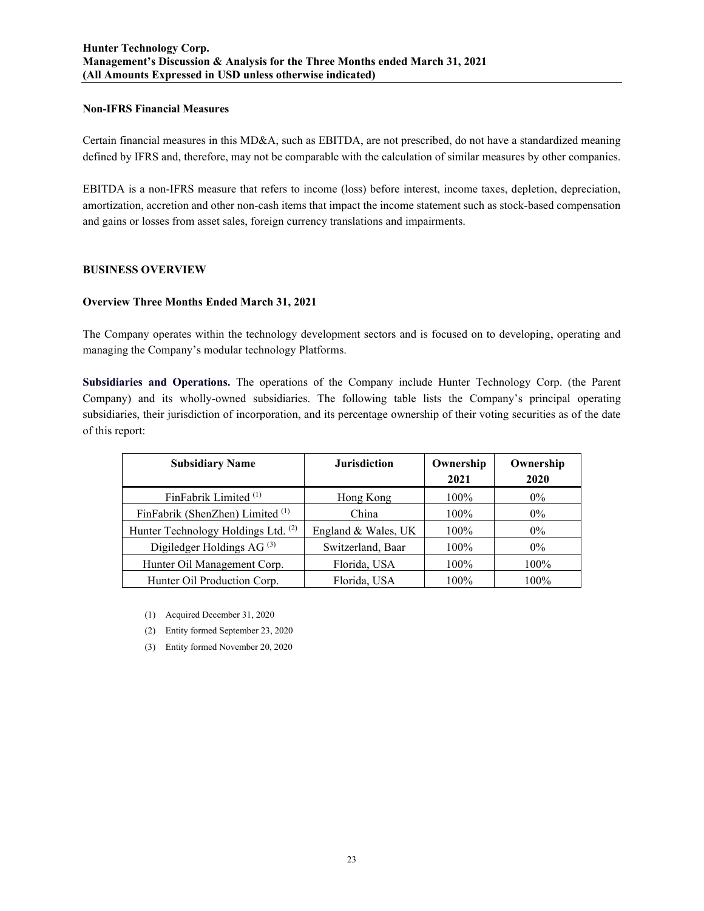### Non-IFRS Financial Measures

Certain financial measures in this MD&A, such as EBITDA, are not prescribed, do not have a standardized meaning defined by IFRS and, therefore, may not be comparable with the calculation of similar measures by other companies.

EBITDA is a non-IFRS measure that refers to income (loss) before interest, income taxes, depletion, depreciation, amortization, accretion and other non-cash items that impact the income statement such as stock-based compensation and gains or losses from asset sales, foreign currency translations and impairments.

## BUSINESS OVERVIEW

### Overview Three Months Ended March 31, 2021

The Company operates within the technology development sectors and is focused on to developing, operating and managing the Company's modular technology Platforms.

**Subsidiaries and Operations.** The operations of the Company include Hunter Technology Corp. (the Parent Company) and its wholly-owned subsidiaries. The following table lists the Company's principal operating subsidiaries, their jurisdiction of incorporation, and its percentage ownership of their voting securities as of the date of this report:

| Subsidiary Name | Jurisdiction | Ownership 2021 | Ownership 2020 |
|---|---|---|---|
| FinFabrik Limited (1) | Hong Kong | 100% | 0% |
| FinFabrik (ShenZhen) Limited (1) | China | 100% | 0% |
| Hunter Technology Holdings Ltd. (2) | England & Wales, UK | 100% | 0% |
| Digiledger Holdings AG (3) | Switzerland, Baar | 100% | 0% |
| Hunter Oil Management Corp. | Florida, USA | 100% | 100% |
| Hunter Oil Production Corp. | Florida, USA | 100% | 100% |

(1) Acquired December 31, 2020

(2) Entity formed September 23, 2020

(3) Entity formed November 20, 2020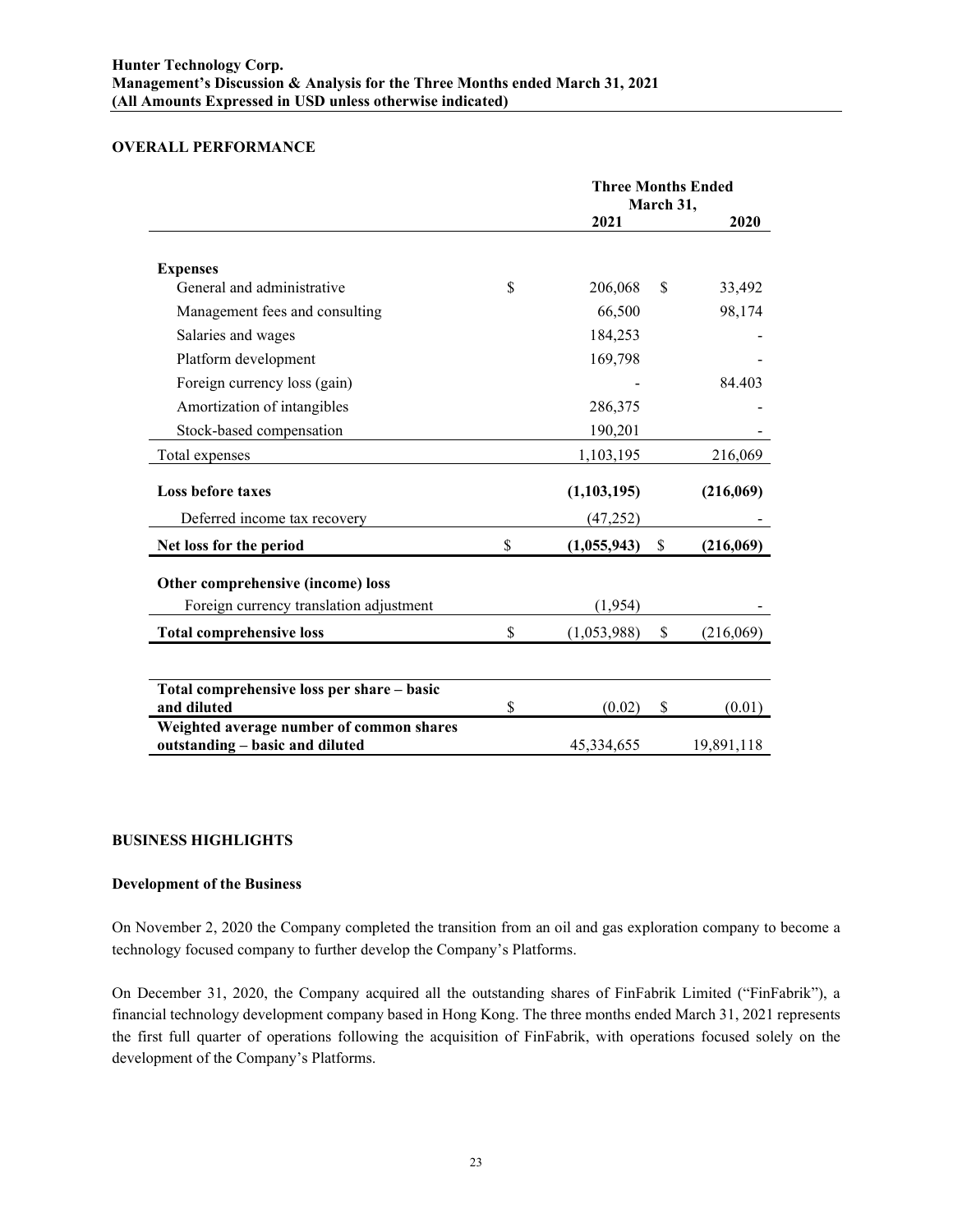## OVERALL PERFORMANCE

| | Three Months Ended March 31, | |
|---|---|---|
| | **2021** | **2020** |
| **Expenses** | | |
| General and administrative | $ 206,068 | $ 33,492 |
| Management fees and consulting | 66,500 | 98,174 |
| Salaries and wages | 184,253 | - |
| Platform development | 169,798 | - |
| Foreign currency loss (gain) | - | 84.403 |
| Amortization of intangibles | 286,375 | - |
| Stock-based compensation | 190,201 | - |
| Total expenses | 1,103,195 | 216,069 |
| **Loss before taxes** | **(1,103,195)** | **(216,069)** |
| Deferred income tax recovery | (47,252) | - |
| **Net loss for the period** | **$ (1,055,943)** | **$ (216,069)** |
| **Other comprehensive (income) loss** | | |
| Foreign currency translation adjustment | (1,954) | - |
| **Total comprehensive loss** | $ (1,053,988) | $ (216,069) |
| **Total comprehensive loss per share – basic and diluted** | $ (0.02) | $ (0.01) |
| **Weighted average number of common shares outstanding – basic and diluted** | 45,334,655 | 19,891,118 |

## BUSINESS HIGHLIGHTS

### Development of the Business

On November 2, 2020 the Company completed the transition from an oil and gas exploration company to become a technology focused company to further develop the Company's Platforms.

On December 31, 2020, the Company acquired all the outstanding shares of FinFabrik Limited ("FinFabrik"), a financial technology development company based in Hong Kong. The three months ended March 31, 2021 represents the first full quarter of operations following the acquisition of FinFabrik, with operations focused solely on the development of the Company's Platforms.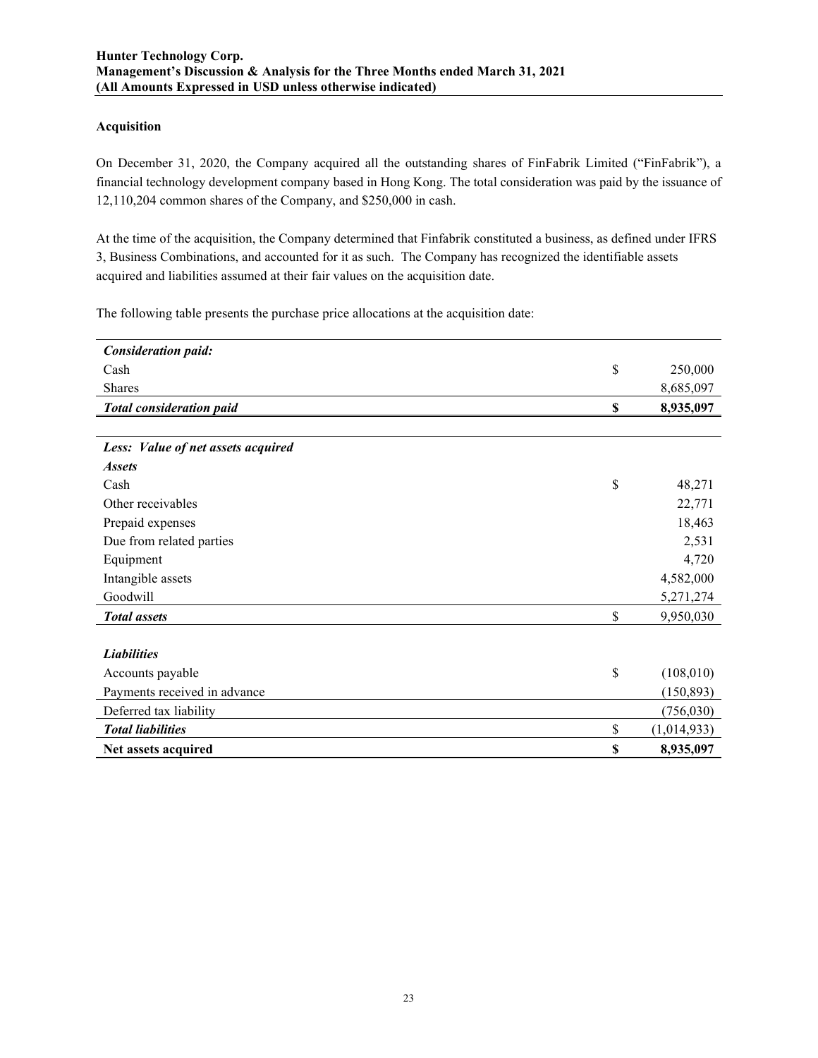## Acquisition

On December 31, 2020, the Company acquired all the outstanding shares of FinFabrik Limited ("FinFabrik"), a financial technology development company based in Hong Kong. The total consideration was paid by the issuance of 12,110,204 common shares of the Company, and $250,000 in cash.

At the time of the acquisition, the Company determined that Finfabrik constituted a business, as defined under IFRS 3, Business Combinations, and accounted for it as such. The Company has recognized the identifiable assets acquired and liabilities assumed at their fair values on the acquisition date.

The following table presents the purchase price allocations at the acquisition date:

| | | |
|---|---|---|
| ***Consideration paid:*** | | |
| Cash | $ | 250,000 |
| Shares | | 8,685,097 |
| ***Total consideration paid*** | **$** | **8,935,097** |
| | | |
| ***Less: Value of net assets acquired*** | | |
| ***Assets*** | | |
| Cash | $ | 48,271 |
| Other receivables | | 22,771 |
| Prepaid expenses | | 18,463 |
| Due from related parties | | 2,531 |
| Equipment | | 4,720 |
| Intangible assets | | 4,582,000 |
| Goodwill | | 5,271,274 |
| ***Total assets*** | $ | 9,950,030 |
| | | |
| ***Liabilities*** | | |
| Accounts payable | $ | (108,010) |
| Payments received in advance | | (150,893) |
| Deferred tax liability | | (756,030) |
| ***Total liabilities*** | $ | (1,014,933) |
| **Net assets acquired** | **$** | **8,935,097** |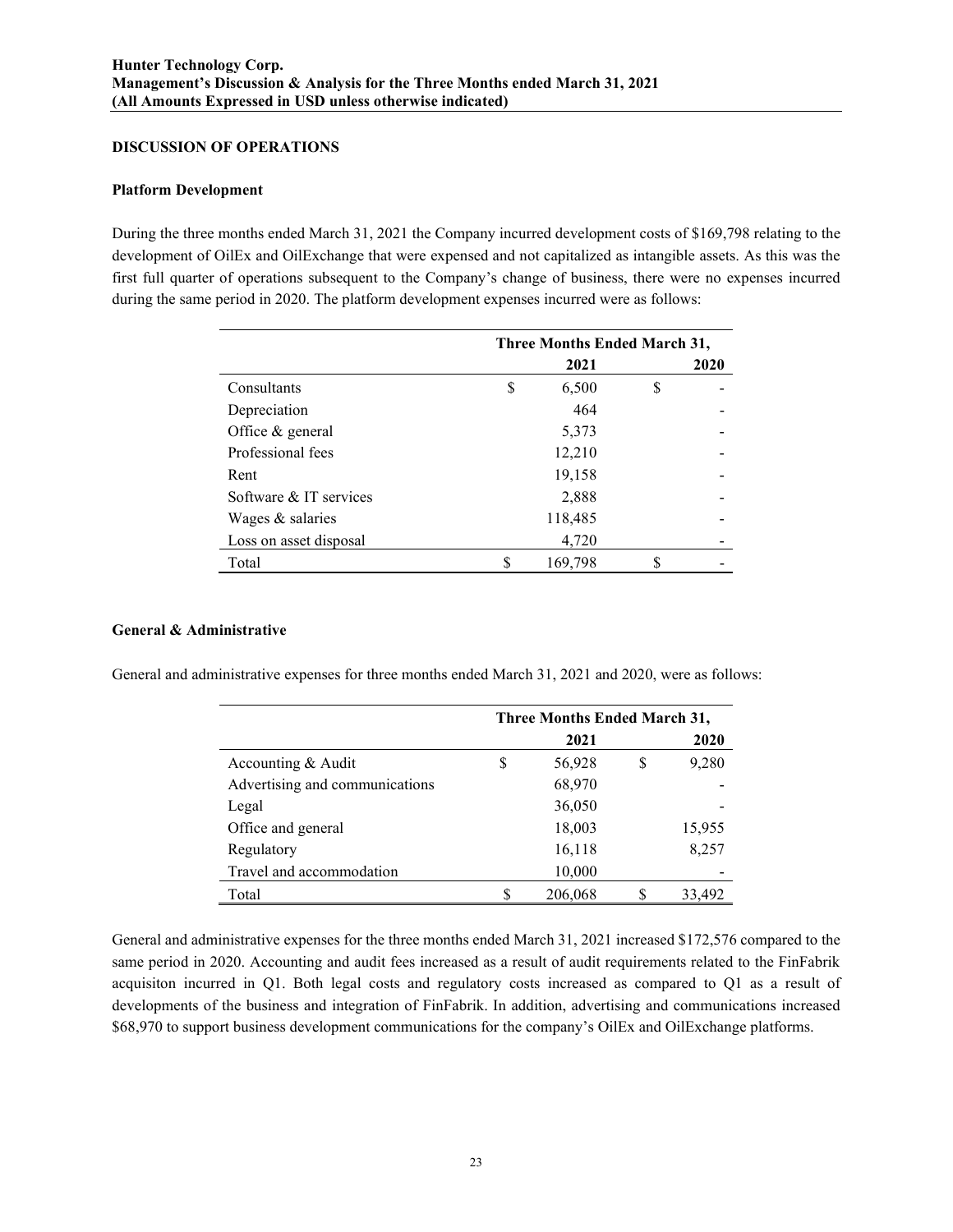## DISCUSSION OF OPERATIONS

### Platform Development

During the three months ended March 31, 2021 the Company incurred development costs of $169,798 relating to the development of OilEx and OilExchange that were expensed and not capitalized as intangible assets. As this was the first full quarter of operations subsequent to the Company's change of business, there were no expenses incurred during the same period in 2020. The platform development expenses incurred were as follows:

| | Three Months Ended March 31, | |
|---|---|---|
| | 2021 | 2020 |
| Consultants | $ 6,500 | $ - |
| Depreciation | 464 | - |
| Office & general | 5,373 | - |
| Professional fees | 12,210 | - |
| Rent | 19,158 | - |
| Software & IT services | 2,888 | - |
| Wages & salaries | 118,485 | - |
| Loss on asset disposal | 4,720 | - |
| Total | $ 169,798 | $ - |

### General & Administrative

General and administrative expenses for three months ended March 31, 2021 and 2020, were as follows:

| | Three Months Ended March 31, | |
|---|---|---|
| | 2021 | 2020 |
| Accounting & Audit | $ 56,928 | $ 9,280 |
| Advertising and communications | 68,970 | - |
| Legal | 36,050 | - |
| Office and general | 18,003 | 15,955 |
| Regulatory | 16,118 | 8,257 |
| Travel and accommodation | 10,000 | - |
| Total | $ 206,068 | $ 33,492 |

General and administrative expenses for the three months ended March 31, 2021 increased $172,576 compared to the same period in 2020. Accounting and audit fees increased as a result of audit requirements related to the FinFabrik acquisiton incurred in Q1. Both legal costs and regulatory costs increased as compared to Q1 as a result of developments of the business and integration of FinFabrik. In addition, advertising and communications increased $68,970 to support business development communications for the company's OilEx and OilExchange platforms.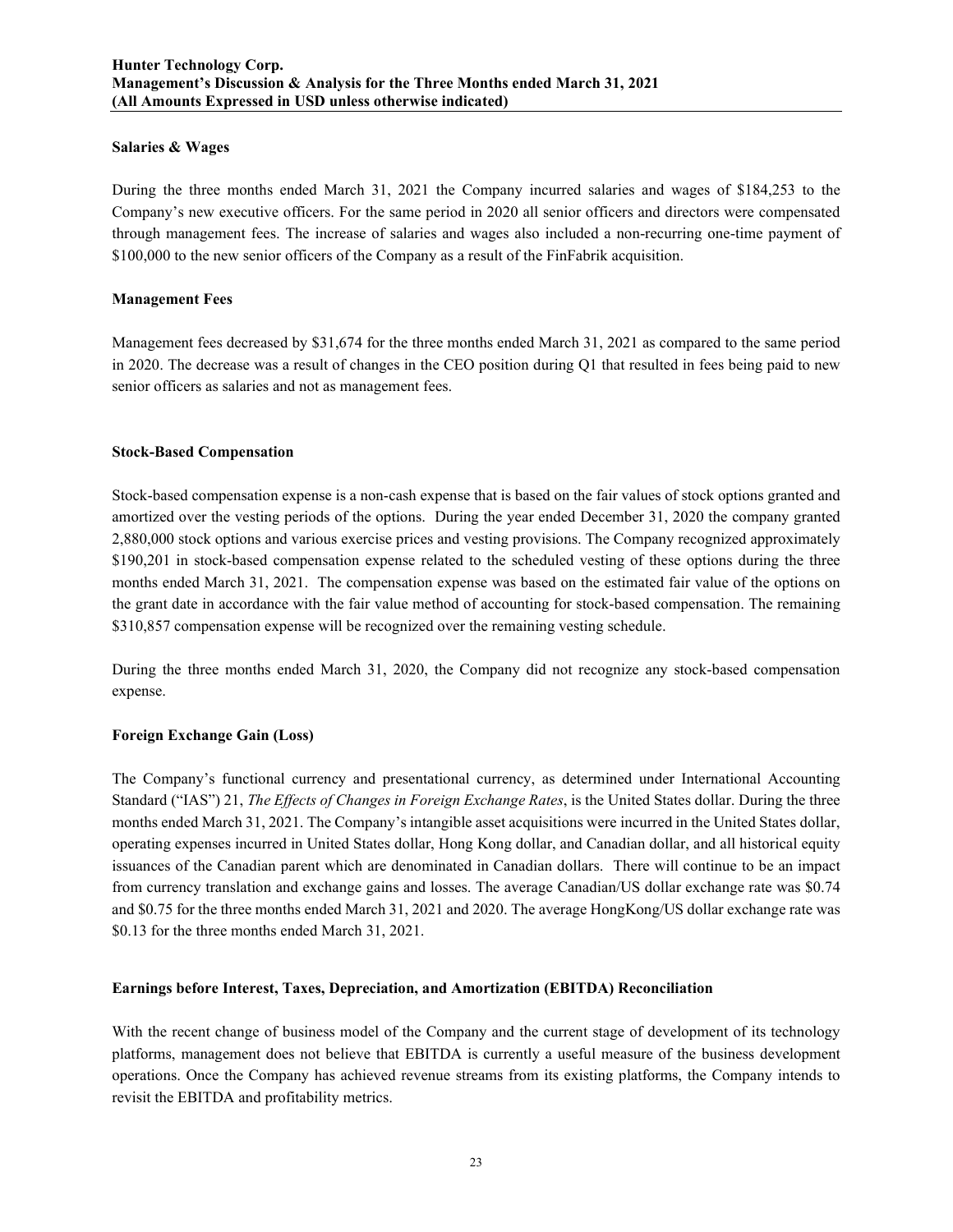### Salaries & Wages

During the three months ended March 31, 2021 the Company incurred salaries and wages of $184,253 to the Company's new executive officers. For the same period in 2020 all senior officers and directors were compensated through management fees. The increase of salaries and wages also included a non-recurring one-time payment of $100,000 to the new senior officers of the Company as a result of the FinFabrik acquisition.

### Management Fees

Management fees decreased by $31,674 for the three months ended March 31, 2021 as compared to the same period in 2020. The decrease was a result of changes in the CEO position during Q1 that resulted in fees being paid to new senior officers as salaries and not as management fees.

### Stock-Based Compensation

Stock-based compensation expense is a non-cash expense that is based on the fair values of stock options granted and amortized over the vesting periods of the options. During the year ended December 31, 2020 the company granted 2,880,000 stock options and various exercise prices and vesting provisions. The Company recognized approximately $190,201 in stock-based compensation expense related to the scheduled vesting of these options during the three months ended March 31, 2021. The compensation expense was based on the estimated fair value of the options on the grant date in accordance with the fair value method of accounting for stock-based compensation. The remaining $310,857 compensation expense will be recognized over the remaining vesting schedule.

During the three months ended March 31, 2020, the Company did not recognize any stock-based compensation expense.

### Foreign Exchange Gain (Loss)

The Company's functional currency and presentational currency, as determined under International Accounting Standard ("IAS") 21, *The Effects of Changes in Foreign Exchange Rates*, is the United States dollar. During the three months ended March 31, 2021. The Company's intangible asset acquisitions were incurred in the United States dollar, operating expenses incurred in United States dollar, Hong Kong dollar, and Canadian dollar, and all historical equity issuances of the Canadian parent which are denominated in Canadian dollars. There will continue to be an impact from currency translation and exchange gains and losses. The average Canadian/US dollar exchange rate was $0.74 and $0.75 for the three months ended March 31, 2021 and 2020. The average HongKong/US dollar exchange rate was $0.13 for the three months ended March 31, 2021.

### Earnings before Interest, Taxes, Depreciation, and Amortization (EBITDA) Reconciliation

With the recent change of business model of the Company and the current stage of development of its technology platforms, management does not believe that EBITDA is currently a useful measure of the business development operations. Once the Company has achieved revenue streams from its existing platforms, the Company intends to revisit the EBITDA and profitability metrics.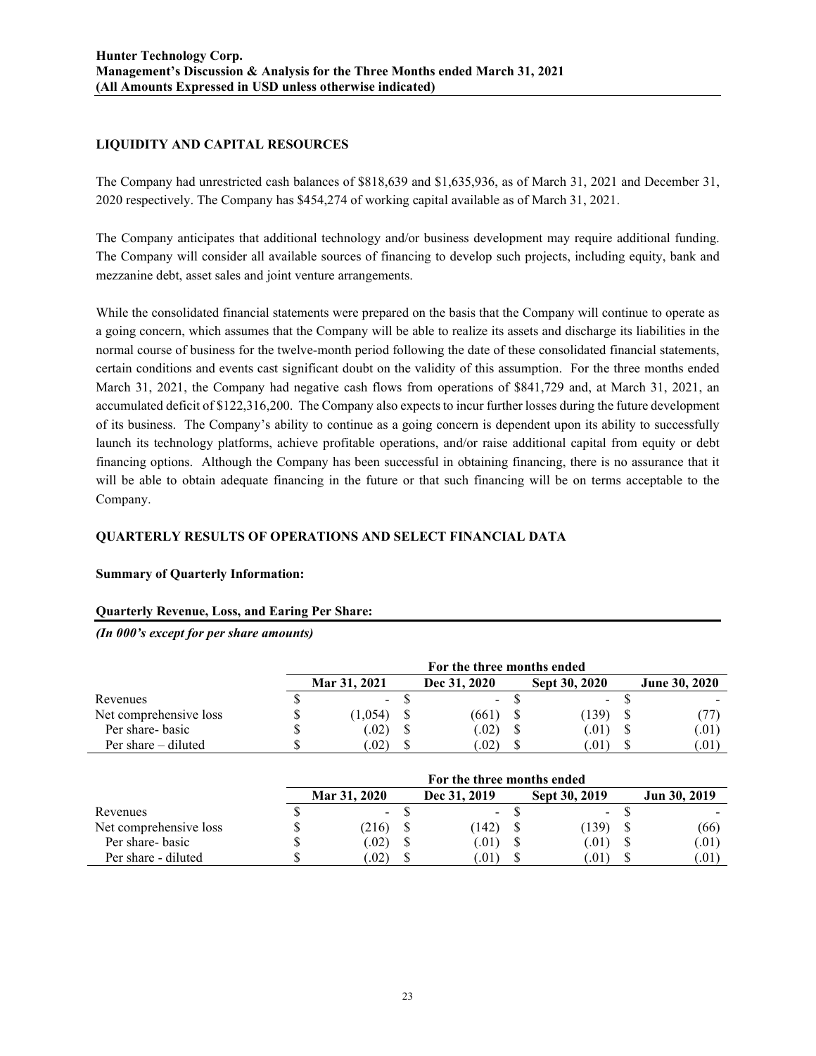## LIQUIDITY AND CAPITAL RESOURCES

The Company had unrestricted cash balances of $818,639 and $1,635,936, as of March 31, 2021 and December 31, 2020 respectively. The Company has $454,274 of working capital available as of March 31, 2021.

The Company anticipates that additional technology and/or business development may require additional funding. The Company will consider all available sources of financing to develop such projects, including equity, bank and mezzanine debt, asset sales and joint venture arrangements.

While the consolidated financial statements were prepared on the basis that the Company will continue to operate as a going concern, which assumes that the Company will be able to realize its assets and discharge its liabilities in the normal course of business for the twelve-month period following the date of these consolidated financial statements, certain conditions and events cast significant doubt on the validity of this assumption. For the three months ended March 31, 2021, the Company had negative cash flows from operations of $841,729 and, at March 31, 2021, an accumulated deficit of $122,316,200. The Company also expects to incur further losses during the future development of its business. The Company's ability to continue as a going concern is dependent upon its ability to successfully launch its technology platforms, achieve profitable operations, and/or raise additional capital from equity or debt financing options. Although the Company has been successful in obtaining financing, there is no assurance that it will be able to obtain adequate financing in the future or that such financing will be on terms acceptable to the Company.

## QUARTERLY RESULTS OF OPERATIONS AND SELECT FINANCIAL DATA

**Summary of Quarterly Information:**

**Quarterly Revenue, Loss, and Earing Per Share:**

***(In 000's except for per share amounts)***

| | For the three months ended | | | |
|---|---|---|---|---|
| | **Mar 31, 2021** | **Dec 31, 2020** | **Sept 30, 2020** | **June 30, 2020** |
| Revenues | $ - | $ - | $ - | $ - |
| Net comprehensive loss | $ (1,054) | $ (661) | $ (139) | $ (77) |
| Per share- basic | $ (.02) | $ (.02) | $ (.01) | $ (.01) |
| Per share – diluted | $ (.02) | $ (.02) | $ (.01) | $ (.01) |

| | For the three months ended | | | |
|---|---|---|---|---|
| | **Mar 31, 2020** | **Dec 31, 2019** | **Sept 30, 2019** | **Jun 30, 2019** |
| Revenues | $ - | $ - | $ - | $ - |
| Net comprehensive loss | $ (216) | $ (142) | $ (139) | $ (66) |
| Per share- basic | $ (.02) | $ (.01) | $ (.01) | $ (.01) |
| Per share - diluted | $ (.02) | $ (.01) | $ (.01) | $ (.01) |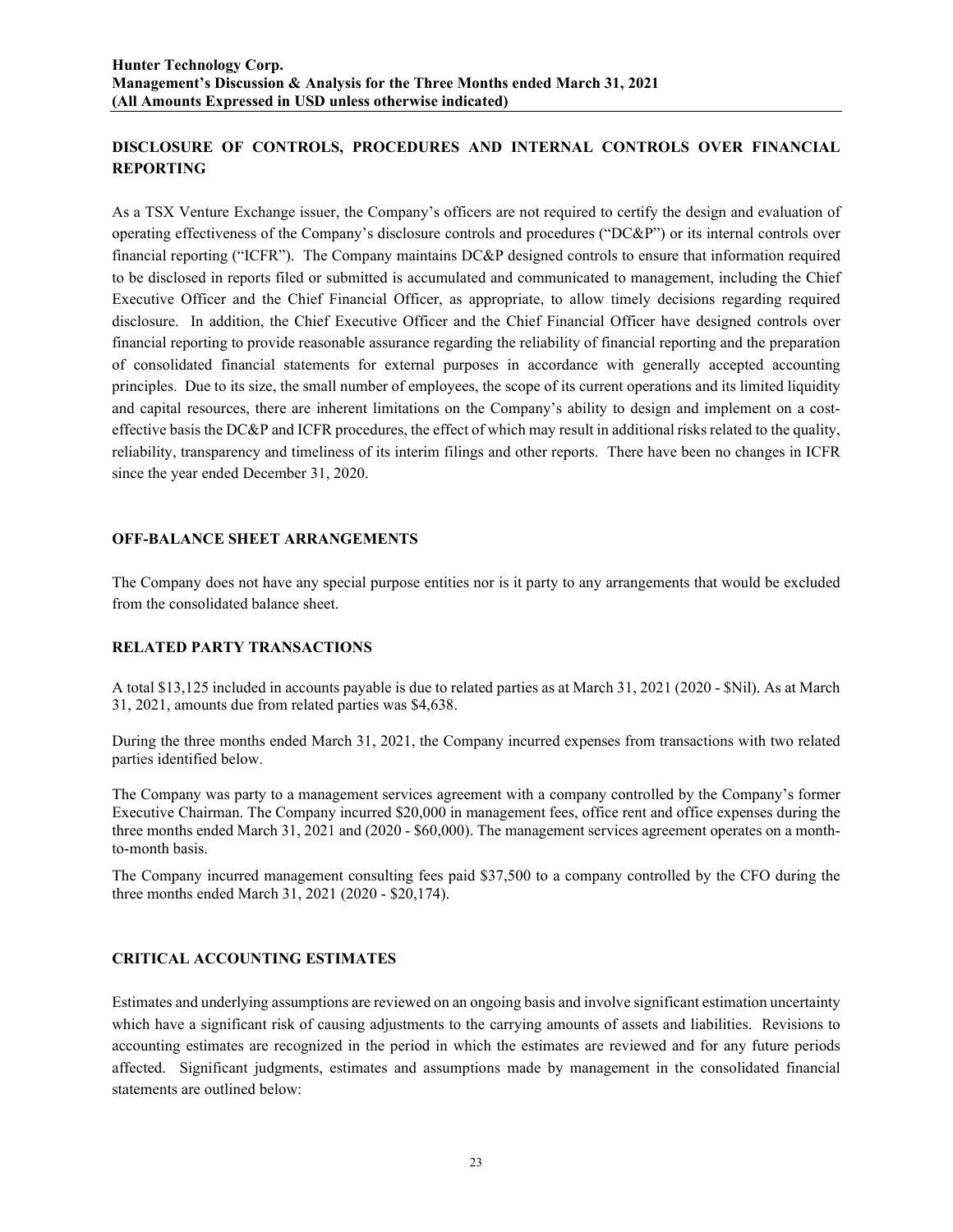## DISCLOSURE OF CONTROLS, PROCEDURES AND INTERNAL CONTROLS OVER FINANCIAL REPORTING

As a TSX Venture Exchange issuer, the Company's officers are not required to certify the design and evaluation of operating effectiveness of the Company's disclosure controls and procedures ("DC&P") or its internal controls over financial reporting ("ICFR"). The Company maintains DC&P designed controls to ensure that information required to be disclosed in reports filed or submitted is accumulated and communicated to management, including the Chief Executive Officer and the Chief Financial Officer, as appropriate, to allow timely decisions regarding required disclosure. In addition, the Chief Executive Officer and the Chief Financial Officer have designed controls over financial reporting to provide reasonable assurance regarding the reliability of financial reporting and the preparation of consolidated financial statements for external purposes in accordance with generally accepted accounting principles. Due to its size, the small number of employees, the scope of its current operations and its limited liquidity and capital resources, there are inherent limitations on the Company's ability to design and implement on a cost-effective basis the DC&P and ICFR procedures, the effect of which may result in additional risks related to the quality, reliability, transparency and timeliness of its interim filings and other reports. There have been no changes in ICFR since the year ended December 31, 2020.

## OFF-BALANCE SHEET ARRANGEMENTS

The Company does not have any special purpose entities nor is it party to any arrangements that would be excluded from the consolidated balance sheet.

## RELATED PARTY TRANSACTIONS

A total $13,125 included in accounts payable is due to related parties as at March 31, 2021 (2020 - $Nil). As at March 31, 2021, amounts due from related parties was $4,638.

During the three months ended March 31, 2021, the Company incurred expenses from transactions with two related parties identified below.

The Company was party to a management services agreement with a company controlled by the Company's former Executive Chairman. The Company incurred $20,000 in management fees, office rent and office expenses during the three months ended March 31, 2021 and (2020 - $60,000). The management services agreement operates on a month-to-month basis.

The Company incurred management consulting fees paid $37,500 to a company controlled by the CFO during the three months ended March 31, 2021 (2020 - $20,174).

## CRITICAL ACCOUNTING ESTIMATES

Estimates and underlying assumptions are reviewed on an ongoing basis and involve significant estimation uncertainty which have a significant risk of causing adjustments to the carrying amounts of assets and liabilities. Revisions to accounting estimates are recognized in the period in which the estimates are reviewed and for any future periods affected. Significant judgments, estimates and assumptions made by management in the consolidated financial statements are outlined below: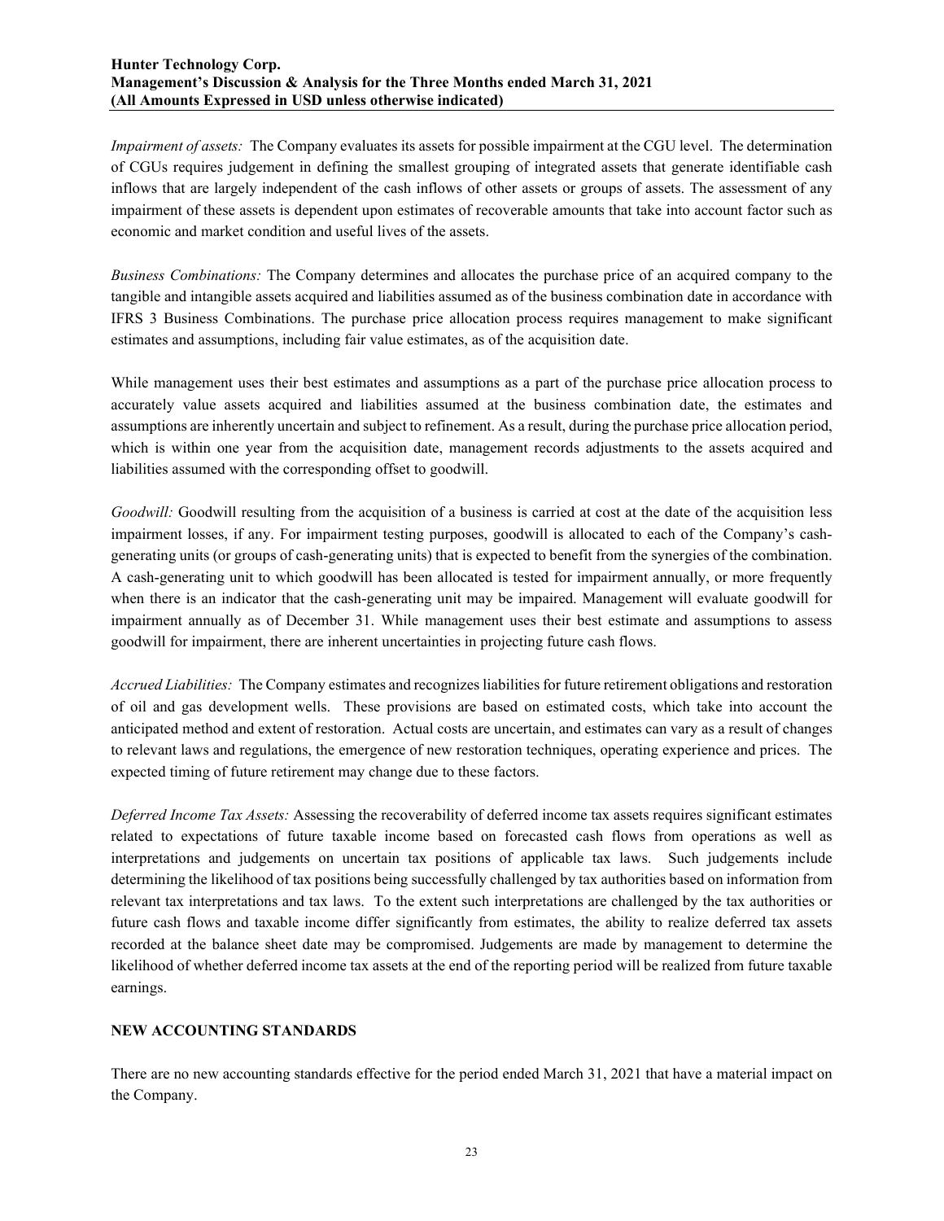*Impairment of assets:* The Company evaluates its assets for possible impairment at the CGU level. The determination of CGUs requires judgement in defining the smallest grouping of integrated assets that generate identifiable cash inflows that are largely independent of the cash inflows of other assets or groups of assets. The assessment of any impairment of these assets is dependent upon estimates of recoverable amounts that take into account factor such as economic and market condition and useful lives of the assets.

*Business Combinations:* The Company determines and allocates the purchase price of an acquired company to the tangible and intangible assets acquired and liabilities assumed as of the business combination date in accordance with IFRS 3 Business Combinations. The purchase price allocation process requires management to make significant estimates and assumptions, including fair value estimates, as of the acquisition date.

While management uses their best estimates and assumptions as a part of the purchase price allocation process to accurately value assets acquired and liabilities assumed at the business combination date, the estimates and assumptions are inherently uncertain and subject to refinement. As a result, during the purchase price allocation period, which is within one year from the acquisition date, management records adjustments to the assets acquired and liabilities assumed with the corresponding offset to goodwill.

*Goodwill:* Goodwill resulting from the acquisition of a business is carried at cost at the date of the acquisition less impairment losses, if any. For impairment testing purposes, goodwill is allocated to each of the Company's cash-generating units (or groups of cash-generating units) that is expected to benefit from the synergies of the combination. A cash-generating unit to which goodwill has been allocated is tested for impairment annually, or more frequently when there is an indicator that the cash-generating unit may be impaired. Management will evaluate goodwill for impairment annually as of December 31. While management uses their best estimate and assumptions to assess goodwill for impairment, there are inherent uncertainties in projecting future cash flows.

*Accrued Liabilities:* The Company estimates and recognizes liabilities for future retirement obligations and restoration of oil and gas development wells. These provisions are based on estimated costs, which take into account the anticipated method and extent of restoration. Actual costs are uncertain, and estimates can vary as a result of changes to relevant laws and regulations, the emergence of new restoration techniques, operating experience and prices. The expected timing of future retirement may change due to these factors.

*Deferred Income Tax Assets:* Assessing the recoverability of deferred income tax assets requires significant estimates related to expectations of future taxable income based on forecasted cash flows from operations as well as interpretations and judgements on uncertain tax positions of applicable tax laws. Such judgements include determining the likelihood of tax positions being successfully challenged by tax authorities based on information from relevant tax interpretations and tax laws. To the extent such interpretations are challenged by the tax authorities or future cash flows and taxable income differ significantly from estimates, the ability to realize deferred tax assets recorded at the balance sheet date may be compromised. Judgements are made by management to determine the likelihood of whether deferred income tax assets at the end of the reporting period will be realized from future taxable earnings.

## NEW ACCOUNTING STANDARDS

There are no new accounting standards effective for the period ended March 31, 2021 that have a material impact on the Company.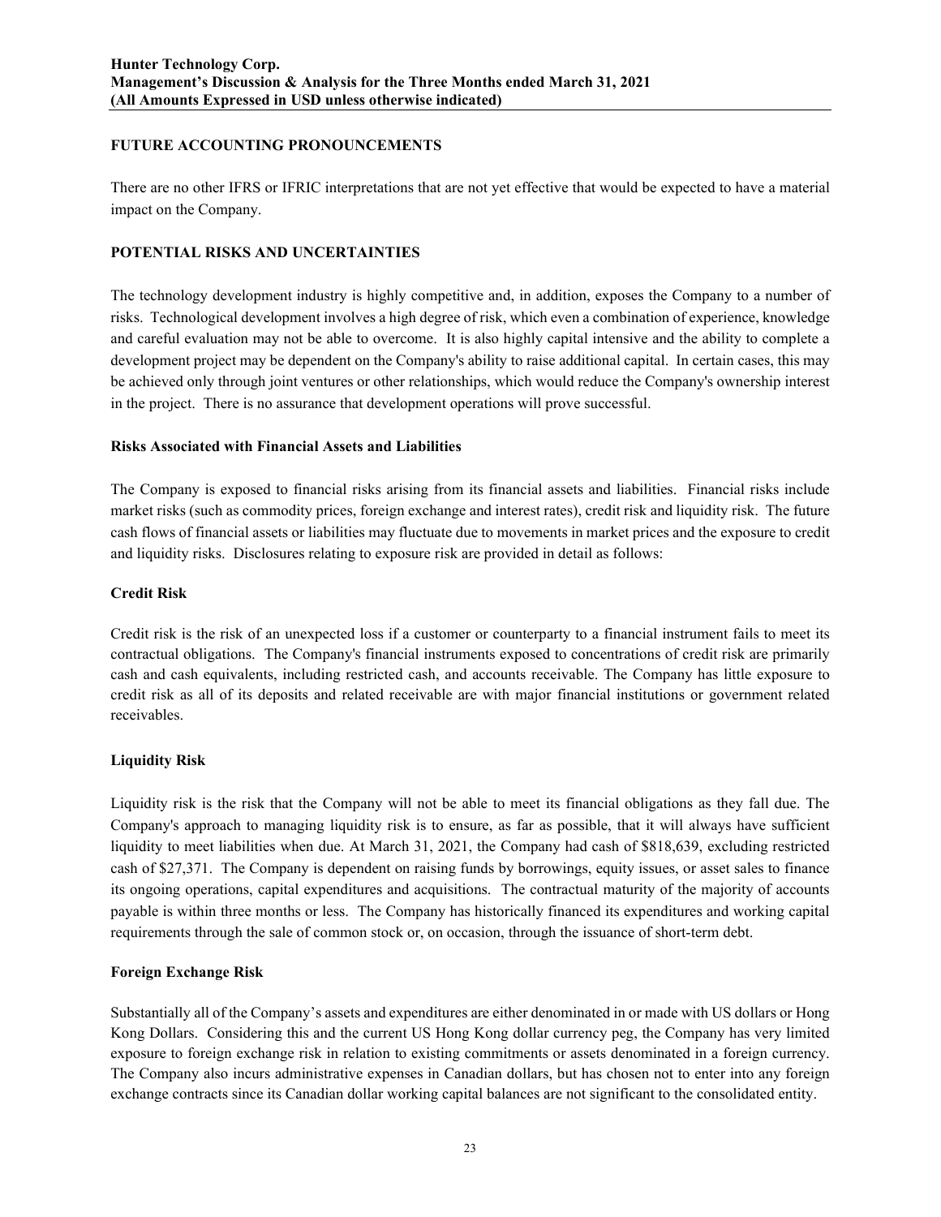## FUTURE ACCOUNTING PRONOUNCEMENTS

There are no other IFRS or IFRIC interpretations that are not yet effective that would be expected to have a material impact on the Company.

## POTENTIAL RISKS AND UNCERTAINTIES

The technology development industry is highly competitive and, in addition, exposes the Company to a number of risks. Technological development involves a high degree of risk, which even a combination of experience, knowledge and careful evaluation may not be able to overcome. It is also highly capital intensive and the ability to complete a development project may be dependent on the Company's ability to raise additional capital. In certain cases, this may be achieved only through joint ventures or other relationships, which would reduce the Company's ownership interest in the project. There is no assurance that development operations will prove successful.

### Risks Associated with Financial Assets and Liabilities

The Company is exposed to financial risks arising from its financial assets and liabilities. Financial risks include market risks (such as commodity prices, foreign exchange and interest rates), credit risk and liquidity risk. The future cash flows of financial assets or liabilities may fluctuate due to movements in market prices and the exposure to credit and liquidity risks. Disclosures relating to exposure risk are provided in detail as follows:

### Credit Risk

Credit risk is the risk of an unexpected loss if a customer or counterparty to a financial instrument fails to meet its contractual obligations. The Company's financial instruments exposed to concentrations of credit risk are primarily cash and cash equivalents, including restricted cash, and accounts receivable. The Company has little exposure to credit risk as all of its deposits and related receivable are with major financial institutions or government related receivables.

### Liquidity Risk

Liquidity risk is the risk that the Company will not be able to meet its financial obligations as they fall due. The Company's approach to managing liquidity risk is to ensure, as far as possible, that it will always have sufficient liquidity to meet liabilities when due. At March 31, 2021, the Company had cash of $818,639, excluding restricted cash of $27,371. The Company is dependent on raising funds by borrowings, equity issues, or asset sales to finance its ongoing operations, capital expenditures and acquisitions. The contractual maturity of the majority of accounts payable is within three months or less. The Company has historically financed its expenditures and working capital requirements through the sale of common stock or, on occasion, through the issuance of short-term debt.

### Foreign Exchange Risk

Substantially all of the Company's assets and expenditures are either denominated in or made with US dollars or Hong Kong Dollars. Considering this and the current US Hong Kong dollar currency peg, the Company has very limited exposure to foreign exchange risk in relation to existing commitments or assets denominated in a foreign currency. The Company also incurs administrative expenses in Canadian dollars, but has chosen not to enter into any foreign exchange contracts since its Canadian dollar working capital balances are not significant to the consolidated entity.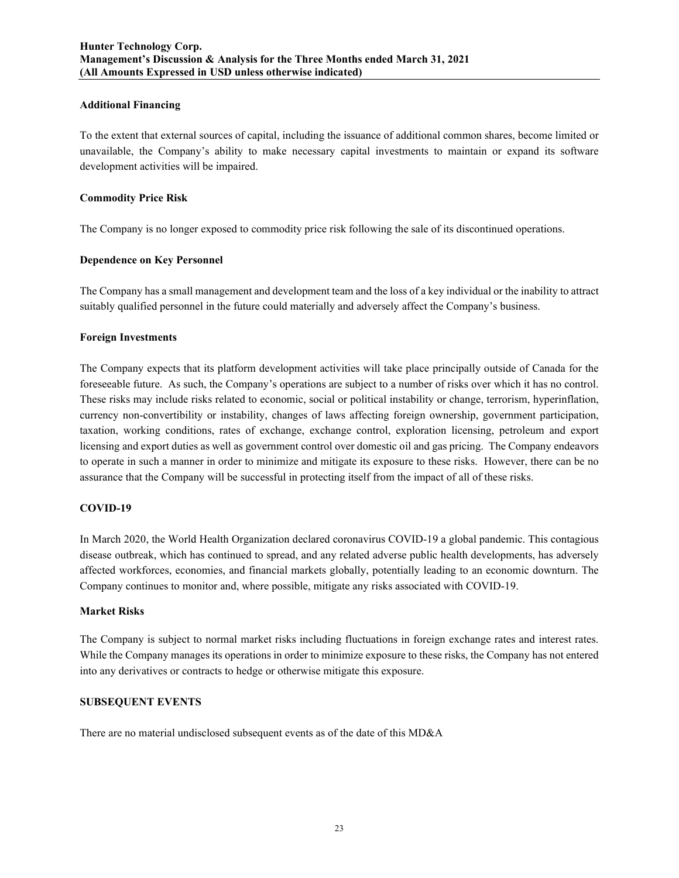### Additional Financing

To the extent that external sources of capital, including the issuance of additional common shares, become limited or unavailable, the Company's ability to make necessary capital investments to maintain or expand its software development activities will be impaired.

### Commodity Price Risk

The Company is no longer exposed to commodity price risk following the sale of its discontinued operations.

### Dependence on Key Personnel

The Company has a small management and development team and the loss of a key individual or the inability to attract suitably qualified personnel in the future could materially and adversely affect the Company's business.

### Foreign Investments

The Company expects that its platform development activities will take place principally outside of Canada for the foreseeable future. As such, the Company's operations are subject to a number of risks over which it has no control. These risks may include risks related to economic, social or political instability or change, terrorism, hyperinflation, currency non-convertibility or instability, changes of laws affecting foreign ownership, government participation, taxation, working conditions, rates of exchange, exchange control, exploration licensing, petroleum and export licensing and export duties as well as government control over domestic oil and gas pricing. The Company endeavors to operate in such a manner in order to minimize and mitigate its exposure to these risks. However, there can be no assurance that the Company will be successful in protecting itself from the impact of all of these risks.

### COVID-19

In March 2020, the World Health Organization declared coronavirus COVID-19 a global pandemic. This contagious disease outbreak, which has continued to spread, and any related adverse public health developments, has adversely affected workforces, economies, and financial markets globally, potentially leading to an economic downturn. The Company continues to monitor and, where possible, mitigate any risks associated with COVID-19.

### Market Risks

The Company is subject to normal market risks including fluctuations in foreign exchange rates and interest rates. While the Company manages its operations in order to minimize exposure to these risks, the Company has not entered into any derivatives or contracts to hedge or otherwise mitigate this exposure.

## SUBSEQUENT EVENTS

There are no material undisclosed subsequent events as of the date of this MD&A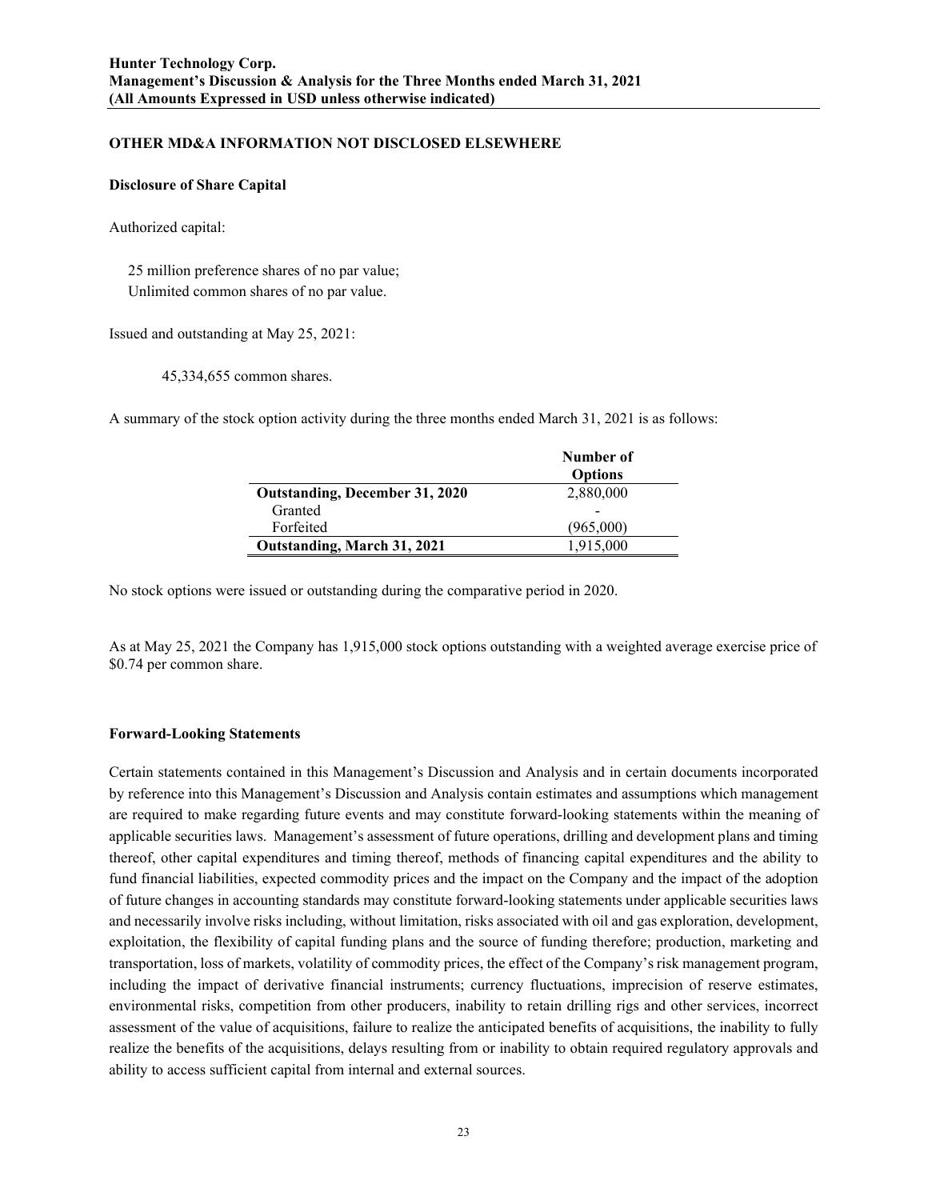## OTHER MD&A INFORMATION NOT DISCLOSED ELSEWHERE

### Disclosure of Share Capital

Authorized capital:

25 million preference shares of no par value;
Unlimited common shares of no par value.

Issued and outstanding at May 25, 2021:

45,334,655 common shares.

A summary of the stock option activity during the three months ended March 31, 2021 is as follows:

| | Number of Options |
|---|---|
| **Outstanding, December 31, 2020** | 2,880,000 |
| Granted | - |
| Forfeited | (965,000) |
| **Outstanding, March 31, 2021** | 1,915,000 |

No stock options were issued or outstanding during the comparative period in 2020.

As at May 25, 2021 the Company has 1,915,000 stock options outstanding with a weighted average exercise price of $0.74 per common share.

### Forward-Looking Statements

Certain statements contained in this Management's Discussion and Analysis and in certain documents incorporated by reference into this Management's Discussion and Analysis contain estimates and assumptions which management are required to make regarding future events and may constitute forward-looking statements within the meaning of applicable securities laws. Management's assessment of future operations, drilling and development plans and timing thereof, other capital expenditures and timing thereof, methods of financing capital expenditures and the ability to fund financial liabilities, expected commodity prices and the impact on the Company and the impact of the adoption of future changes in accounting standards may constitute forward-looking statements under applicable securities laws and necessarily involve risks including, without limitation, risks associated with oil and gas exploration, development, exploitation, the flexibility of capital funding plans and the source of funding therefore; production, marketing and transportation, loss of markets, volatility of commodity prices, the effect of the Company's risk management program, including the impact of derivative financial instruments; currency fluctuations, imprecision of reserve estimates, environmental risks, competition from other producers, inability to retain drilling rigs and other services, incorrect assessment of the value of acquisitions, failure to realize the anticipated benefits of acquisitions, the inability to fully realize the benefits of the acquisitions, delays resulting from or inability to obtain required regulatory approvals and ability to access sufficient capital from internal and external sources.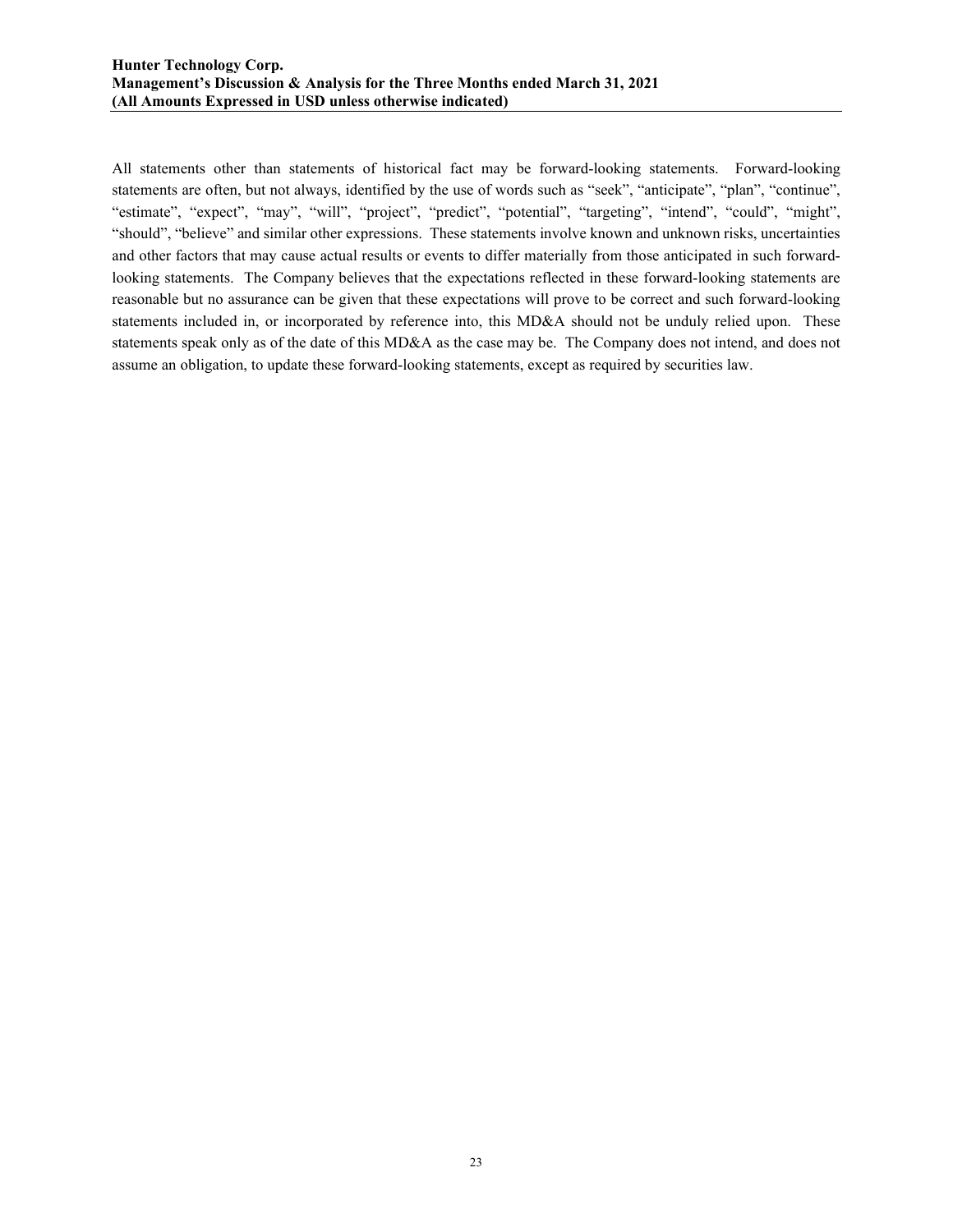All statements other than statements of historical fact may be forward-looking statements. Forward-looking statements are often, but not always, identified by the use of words such as "seek", "anticipate", "plan", "continue", "estimate", "expect", "may", "will", "project", "predict", "potential", "targeting", "intend", "could", "might", "should", "believe" and similar other expressions. These statements involve known and unknown risks, uncertainties and other factors that may cause actual results or events to differ materially from those anticipated in such forward-looking statements. The Company believes that the expectations reflected in these forward-looking statements are reasonable but no assurance can be given that these expectations will prove to be correct and such forward-looking statements included in, or incorporated by reference into, this MD&A should not be unduly relied upon. These statements speak only as of the date of this MD&A as the case may be. The Company does not intend, and does not assume an obligation, to update these forward-looking statements, except as required by securities law.